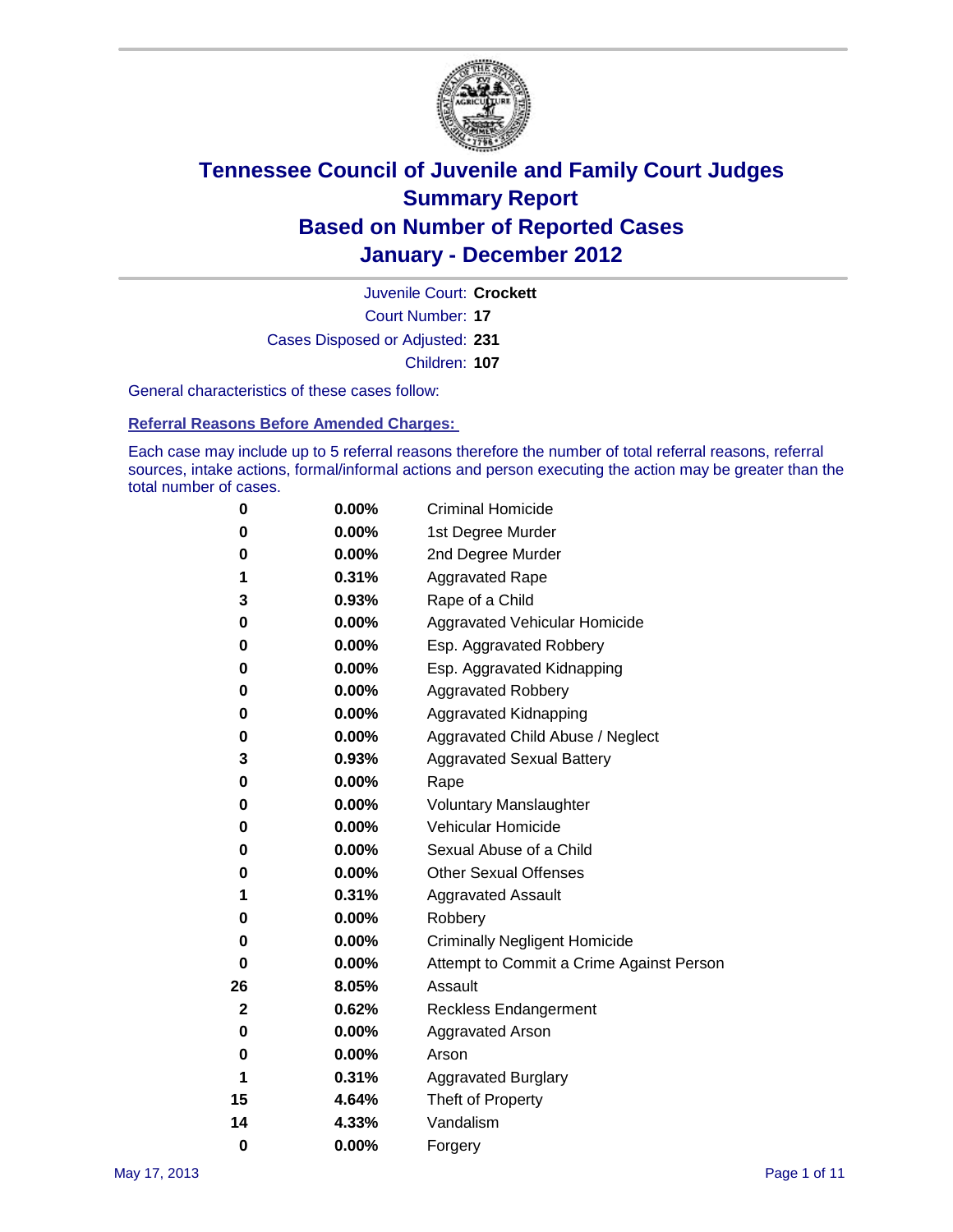# Tennessee Council of Juvenile and Family Court Judges
# Summary Report
# Based on Number of Reported Cases
# January - December 2012

Juvenile Court: **Crockett**

Court Number: **17**

Cases Disposed or Adjusted: **231**

Children: **107**

General characteristics of these cases follow:

**Referral Reasons Before Amended Charges:**

Each case may include up to 5 referral reasons therefore the number of total referral reasons, referral sources, intake actions, formal/informal actions and person executing the action may be greater than the total number of cases.

| Count | Percent | Referral Reason |
|---|---|---|
| 0 | 0.00% | Criminal Homicide |
| 0 | 0.00% | 1st Degree Murder |
| 0 | 0.00% | 2nd Degree Murder |
| 1 | 0.31% | Aggravated Rape |
| 3 | 0.93% | Rape of a Child |
| 0 | 0.00% | Aggravated Vehicular Homicide |
| 0 | 0.00% | Esp. Aggravated Robbery |
| 0 | 0.00% | Esp. Aggravated Kidnapping |
| 0 | 0.00% | Aggravated Robbery |
| 0 | 0.00% | Aggravated Kidnapping |
| 0 | 0.00% | Aggravated Child Abuse / Neglect |
| 3 | 0.93% | Aggravated Sexual Battery |
| 0 | 0.00% | Rape |
| 0 | 0.00% | Voluntary Manslaughter |
| 0 | 0.00% | Vehicular Homicide |
| 0 | 0.00% | Sexual Abuse of a Child |
| 0 | 0.00% | Other Sexual Offenses |
| 1 | 0.31% | Aggravated Assault |
| 0 | 0.00% | Robbery |
| 0 | 0.00% | Criminally Negligent Homicide |
| 0 | 0.00% | Attempt to Commit a Crime Against Person |
| 26 | 8.05% | Assault |
| 2 | 0.62% | Reckless Endangerment |
| 0 | 0.00% | Aggravated Arson |
| 0 | 0.00% | Arson |
| 1 | 0.31% | Aggravated Burglary |
| 15 | 4.64% | Theft of Property |
| 14 | 4.33% | Vandalism |
| 0 | 0.00% | Forgery |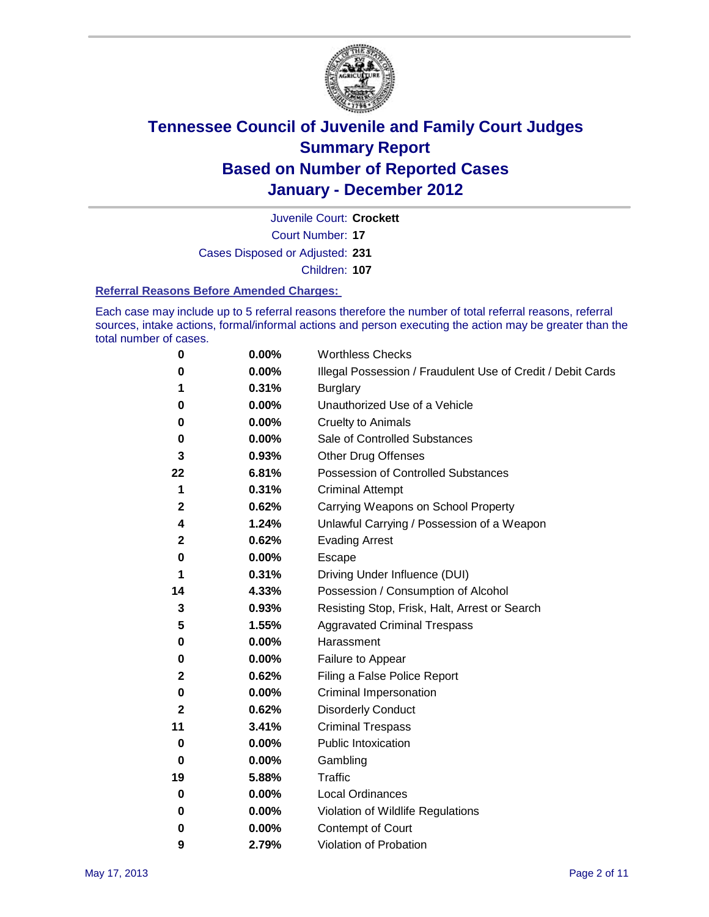# Tennessee Council of Juvenile and Family Court Judges
## Summary Report
## Based on Number of Reported Cases
## January - December 2012

Juvenile Court: **Crockett**
Court Number: **17**
Cases Disposed or Adjusted: **231**
Children: **107**

### Referral Reasons Before Amended Charges:

Each case may include up to 5 referral reasons therefore the number of total referral reasons, referral sources, intake actions, formal/informal actions and person executing the action may be greater than the total number of cases.

| | | |
|---|---|---|
| 0 | 0.00% | Worthless Checks |
| 0 | 0.00% | Illegal Possession / Fraudulent Use of Credit / Debit Cards |
| 1 | 0.31% | Burglary |
| 0 | 0.00% | Unauthorized Use of a Vehicle |
| 0 | 0.00% | Cruelty to Animals |
| 0 | 0.00% | Sale of Controlled Substances |
| 3 | 0.93% | Other Drug Offenses |
| 22 | 6.81% | Possession of Controlled Substances |
| 1 | 0.31% | Criminal Attempt |
| 2 | 0.62% | Carrying Weapons on School Property |
| 4 | 1.24% | Unlawful Carrying / Possession of a Weapon |
| 2 | 0.62% | Evading Arrest |
| 0 | 0.00% | Escape |
| 1 | 0.31% | Driving Under Influence (DUI) |
| 14 | 4.33% | Possession / Consumption of Alcohol |
| 3 | 0.93% | Resisting Stop, Frisk, Halt, Arrest or Search |
| 5 | 1.55% | Aggravated Criminal Trespass |
| 0 | 0.00% | Harassment |
| 0 | 0.00% | Failure to Appear |
| 2 | 0.62% | Filing a False Police Report |
| 0 | 0.00% | Criminal Impersonation |
| 2 | 0.62% | Disorderly Conduct |
| 11 | 3.41% | Criminal Trespass |
| 0 | 0.00% | Public Intoxication |
| 0 | 0.00% | Gambling |
| 19 | 5.88% | Traffic |
| 0 | 0.00% | Local Ordinances |
| 0 | 0.00% | Violation of Wildlife Regulations |
| 0 | 0.00% | Contempt of Court |
| 9 | 2.79% | Violation of Probation |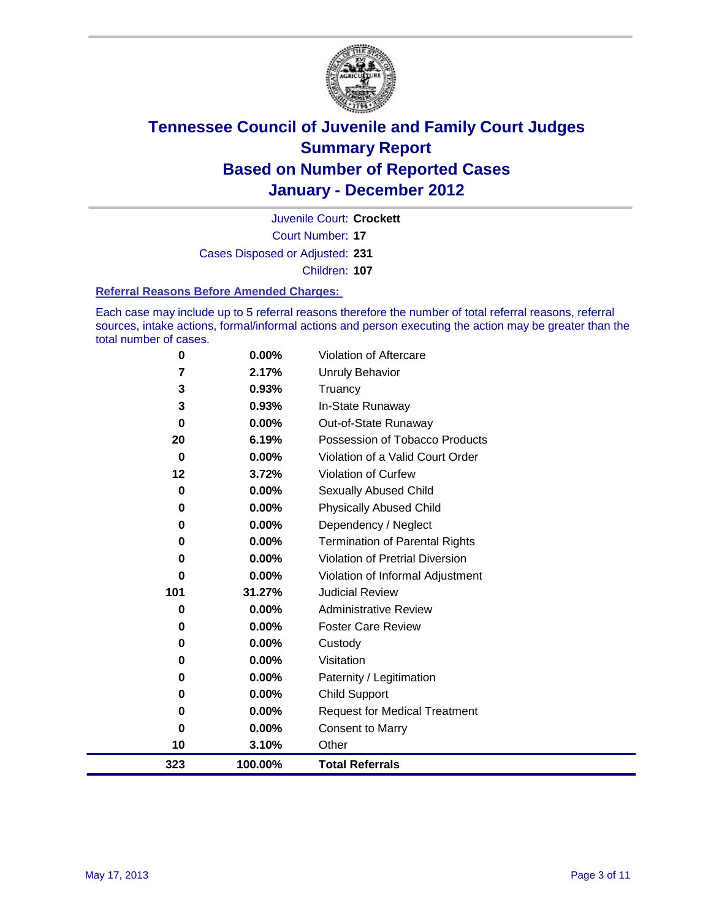# Tennessee Council of Juvenile and Family Court Judges
# Summary Report
# Based on Number of Reported Cases
# January - December 2012

Juvenile Court: **Crockett**

Court Number: **17**

Cases Disposed or Adjusted: **231**

Children: **107**

### Referral Reasons Before Amended Charges:

Each case may include up to 5 referral reasons therefore the number of total referral reasons, referral sources, intake actions, formal/informal actions and person executing the action may be greater than the total number of cases.

| Count | Percent | Reason |
|---|---|---|
| 0 | 0.00% | Violation of Aftercare |
| 7 | 2.17% | Unruly Behavior |
| 3 | 0.93% | Truancy |
| 3 | 0.93% | In-State Runaway |
| 0 | 0.00% | Out-of-State Runaway |
| 20 | 6.19% | Possession of Tobacco Products |
| 0 | 0.00% | Violation of a Valid Court Order |
| 12 | 3.72% | Violation of Curfew |
| 0 | 0.00% | Sexually Abused Child |
| 0 | 0.00% | Physically Abused Child |
| 0 | 0.00% | Dependency / Neglect |
| 0 | 0.00% | Termination of Parental Rights |
| 0 | 0.00% | Violation of Pretrial Diversion |
| 0 | 0.00% | Violation of Informal Adjustment |
| 101 | 31.27% | Judicial Review |
| 0 | 0.00% | Administrative Review |
| 0 | 0.00% | Foster Care Review |
| 0 | 0.00% | Custody |
| 0 | 0.00% | Visitation |
| 0 | 0.00% | Paternity / Legitimation |
| 0 | 0.00% | Child Support |
| 0 | 0.00% | Request for Medical Treatment |
| 0 | 0.00% | Consent to Marry |
| 10 | 3.10% | Other |
| **323** | **100.00%** | **Total Referrals** |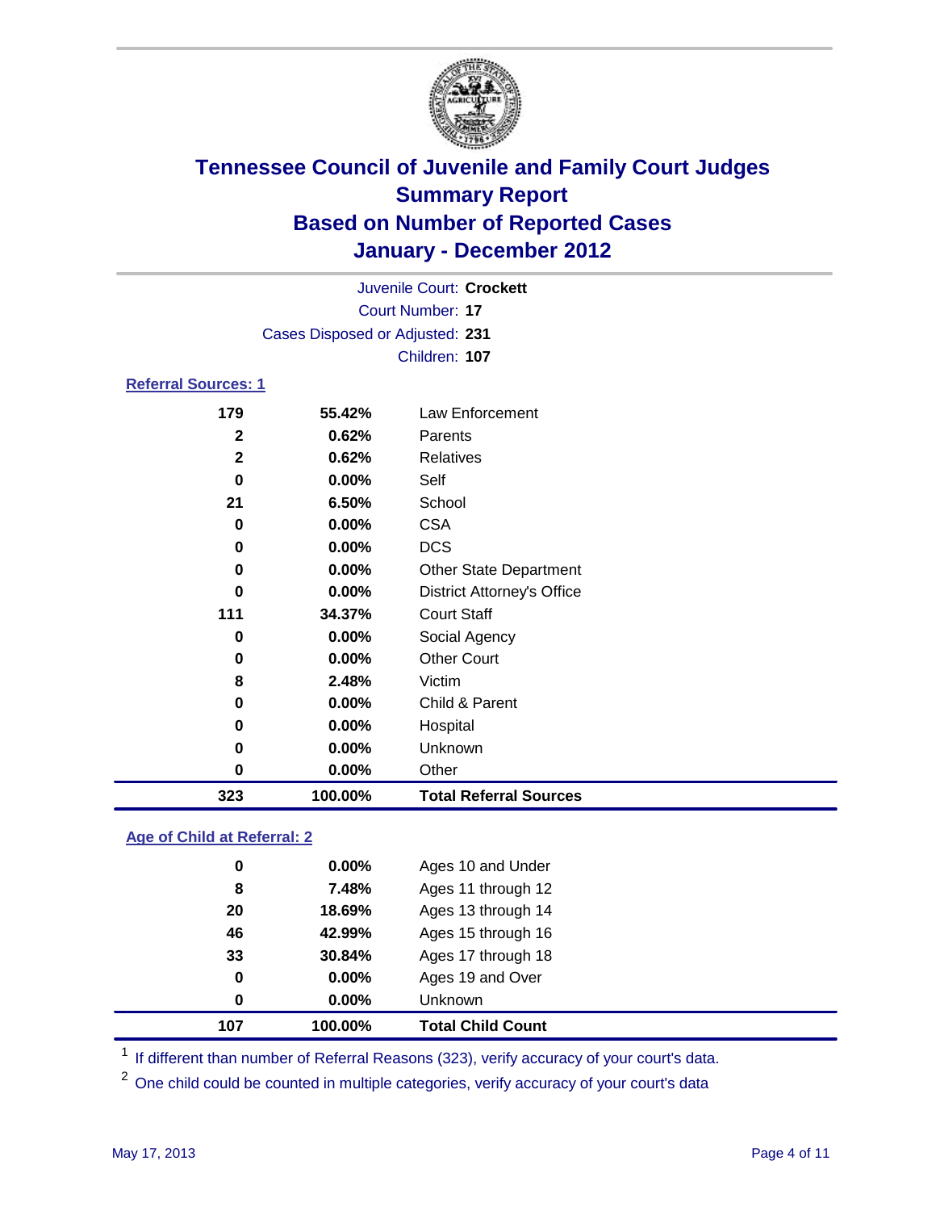# Tennessee Council of Juvenile and Family Court Judges
## Summary Report
## Based on Number of Reported Cases
## January - December 2012

Juvenile Court: **Crockett**
Court Number: **17**
Cases Disposed or Adjusted: **231**
Children: **107**

### Referral Sources: 1

| | | |
|---|---|---|
| 179 | 55.42% | Law Enforcement |
| 2 | 0.62% | Parents |
| 2 | 0.62% | Relatives |
| 0 | 0.00% | Self |
| 21 | 6.50% | School |
| 0 | 0.00% | CSA |
| 0 | 0.00% | DCS |
| 0 | 0.00% | Other State Department |
| 0 | 0.00% | District Attorney's Office |
| 111 | 34.37% | Court Staff |
| 0 | 0.00% | Social Agency |
| 0 | 0.00% | Other Court |
| 8 | 2.48% | Victim |
| 0 | 0.00% | Child & Parent |
| 0 | 0.00% | Hospital |
| 0 | 0.00% | Unknown |
| 0 | 0.00% | Other |
| **323** | **100.00%** | **Total Referral Sources** |

### Age of Child at Referral: 2

| | | |
|---|---|---|
| 0 | 0.00% | Ages 10 and Under |
| 8 | 7.48% | Ages 11 through 12 |
| 20 | 18.69% | Ages 13 through 14 |
| 46 | 42.99% | Ages 15 through 16 |
| 33 | 30.84% | Ages 17 through 18 |
| 0 | 0.00% | Ages 19 and Over |
| 0 | 0.00% | Unknown |
| **107** | **100.00%** | **Total Child Count** |

[1] If different than number of Referral Reasons (323), verify accuracy of your court's data.

[2] One child could be counted in multiple categories, verify accuracy of your court's data

May 17, 2013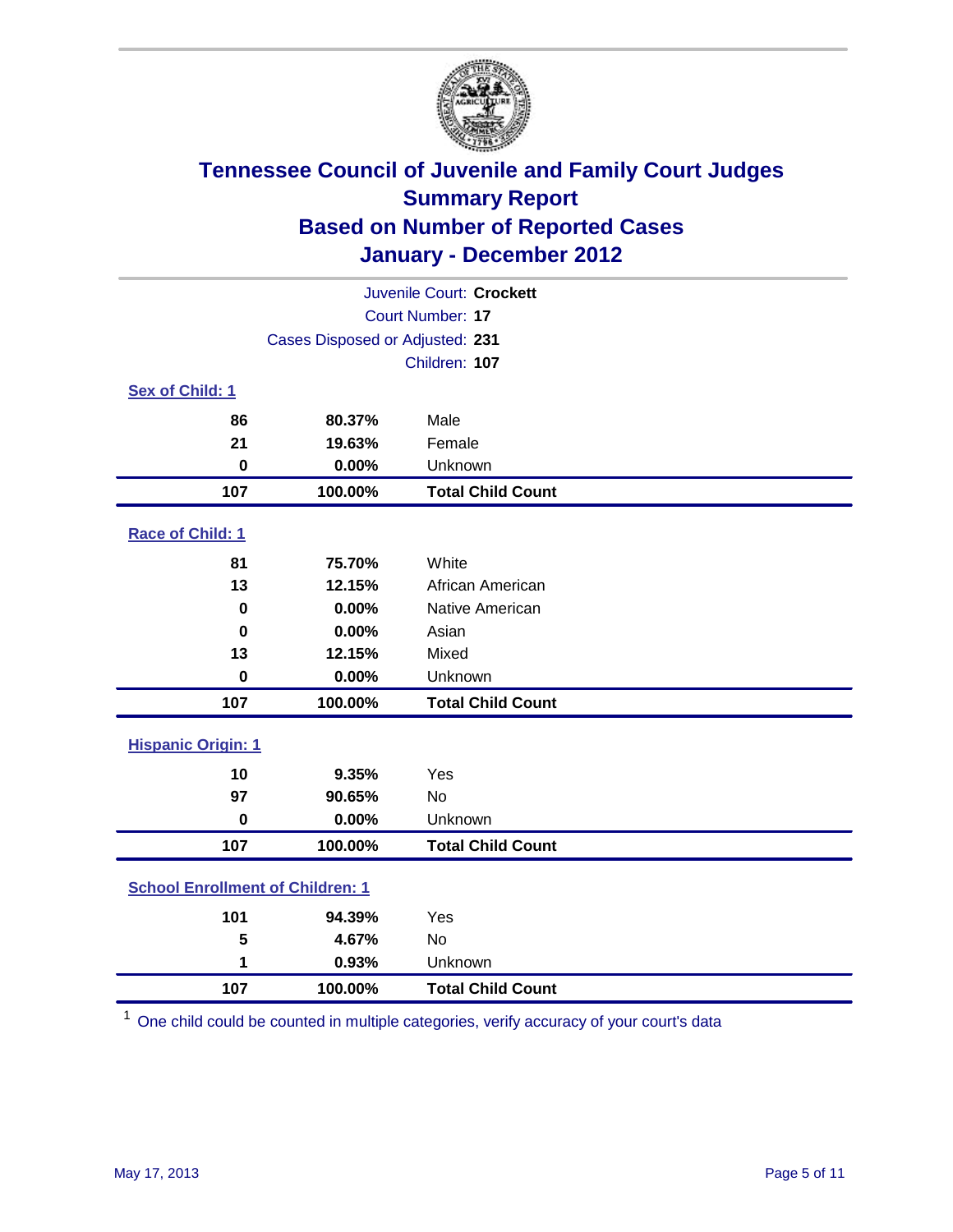# Tennessee Council of Juvenile and Family Court Judges
## Summary Report
## Based on Number of Reported Cases
## January - December 2012

Juvenile Court: **Crockett**
Court Number: **17**
Cases Disposed or Adjusted: **231**
Children: **107**

### Sex of Child: 1

| | | |
|---|---|---|
| 86 | 80.37% | Male |
| 21 | 19.63% | Female |
| 0 | 0.00% | Unknown |
| **107** | **100.00%** | **Total Child Count** |

### Race of Child: 1

| | | |
|---|---|---|
| 81 | 75.70% | White |
| 13 | 12.15% | African American |
| 0 | 0.00% | Native American |
| 0 | 0.00% | Asian |
| 13 | 12.15% | Mixed |
| 0 | 0.00% | Unknown |
| **107** | **100.00%** | **Total Child Count** |

### Hispanic Origin: 1

| | | |
|---|---|---|
| 10 | 9.35% | Yes |
| 97 | 90.65% | No |
| 0 | 0.00% | Unknown |
| **107** | **100.00%** | **Total Child Count** |

### School Enrollment of Children: 1

| | | |
|---|---|---|
| 101 | 94.39% | Yes |
| 5 | 4.67% | No |
| 1 | 0.93% | Unknown |
| **107** | **100.00%** | **Total Child Count** |

[1] One child could be counted in multiple categories, verify accuracy of your court's data

May 17, 2013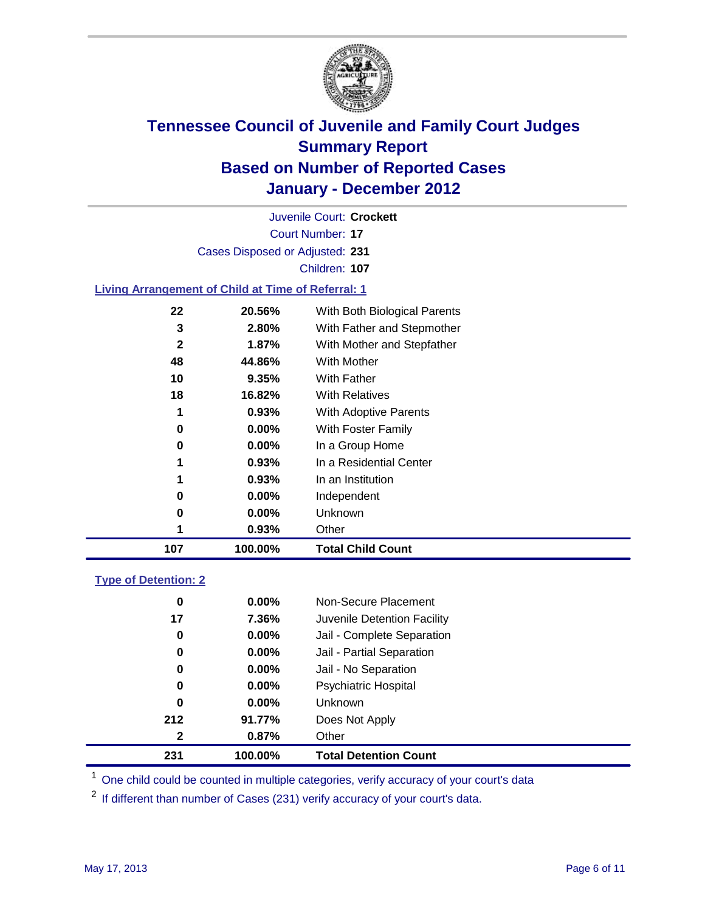# Tennessee Council of Juvenile and Family Court Judges
## Summary Report
## Based on Number of Reported Cases
## January - December 2012

Juvenile Court: **Crockett**

Court Number: **17**

Cases Disposed or Adjusted: **231**

Children: **107**

### Living Arrangement of Child at Time of Referral: 1

| | | |
|---|---|---|
| 22 | 20.56% | With Both Biological Parents |
| 3 | 2.80% | With Father and Stepmother |
| 2 | 1.87% | With Mother and Stepfather |
| 48 | 44.86% | With Mother |
| 10 | 9.35% | With Father |
| 18 | 16.82% | With Relatives |
| 1 | 0.93% | With Adoptive Parents |
| 0 | 0.00% | With Foster Family |
| 0 | 0.00% | In a Group Home |
| 1 | 0.93% | In a Residential Center |
| 1 | 0.93% | In an Institution |
| 0 | 0.00% | Independent |
| 0 | 0.00% | Unknown |
| 1 | 0.93% | Other |
| **107** | **100.00%** | **Total Child Count** |

### Type of Detention: 2

| | | |
|---|---|---|
| 0 | 0.00% | Non-Secure Placement |
| 17 | 7.36% | Juvenile Detention Facility |
| 0 | 0.00% | Jail - Complete Separation |
| 0 | 0.00% | Jail - Partial Separation |
| 0 | 0.00% | Jail - No Separation |
| 0 | 0.00% | Psychiatric Hospital |
| 0 | 0.00% | Unknown |
| 212 | 91.77% | Does Not Apply |
| 2 | 0.87% | Other |
| **231** | **100.00%** | **Total Detention Count** |

[1] One child could be counted in multiple categories, verify accuracy of your court's data

[2] If different than number of Cases (231) verify accuracy of your court's data.

May 17, 2013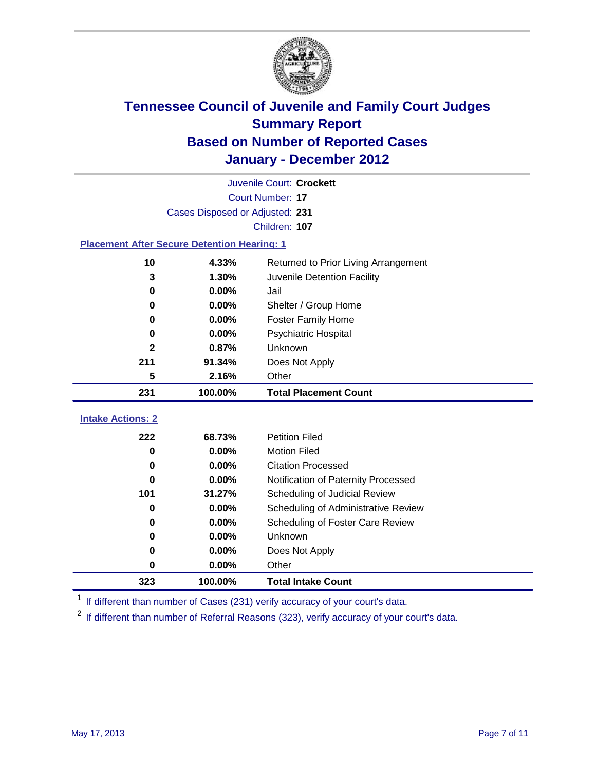# Tennessee Council of Juvenile and Family Court Judges
## Summary Report
## Based on Number of Reported Cases
## January - December 2012

Juvenile Court: **Crockett**

Court Number: **17**

Cases Disposed or Adjusted: **231**

Children: **107**

### Placement After Secure Detention Hearing: 1

| Count | Percent | Placement |
|---|---|---|
| 10 | 4.33% | Returned to Prior Living Arrangement |
| 3 | 1.30% | Juvenile Detention Facility |
| 0 | 0.00% | Jail |
| 0 | 0.00% | Shelter / Group Home |
| 0 | 0.00% | Foster Family Home |
| 0 | 0.00% | Psychiatric Hospital |
| 2 | 0.87% | Unknown |
| 211 | 91.34% | Does Not Apply |
| 5 | 2.16% | Other |
| **231** | **100.00%** | **Total Placement Count** |

### Intake Actions: 2

| Count | Percent | Intake Action |
|---|---|---|
| 222 | 68.73% | Petition Filed |
| 0 | 0.00% | Motion Filed |
| 0 | 0.00% | Citation Processed |
| 0 | 0.00% | Notification of Paternity Processed |
| 101 | 31.27% | Scheduling of Judicial Review |
| 0 | 0.00% | Scheduling of Administrative Review |
| 0 | 0.00% | Scheduling of Foster Care Review |
| 0 | 0.00% | Unknown |
| 0 | 0.00% | Does Not Apply |
| 0 | 0.00% | Other |
| **323** | **100.00%** | **Total Intake Count** |

[1] If different than number of Cases (231) verify accuracy of your court's data.

[2] If different than number of Referral Reasons (323), verify accuracy of your court's data.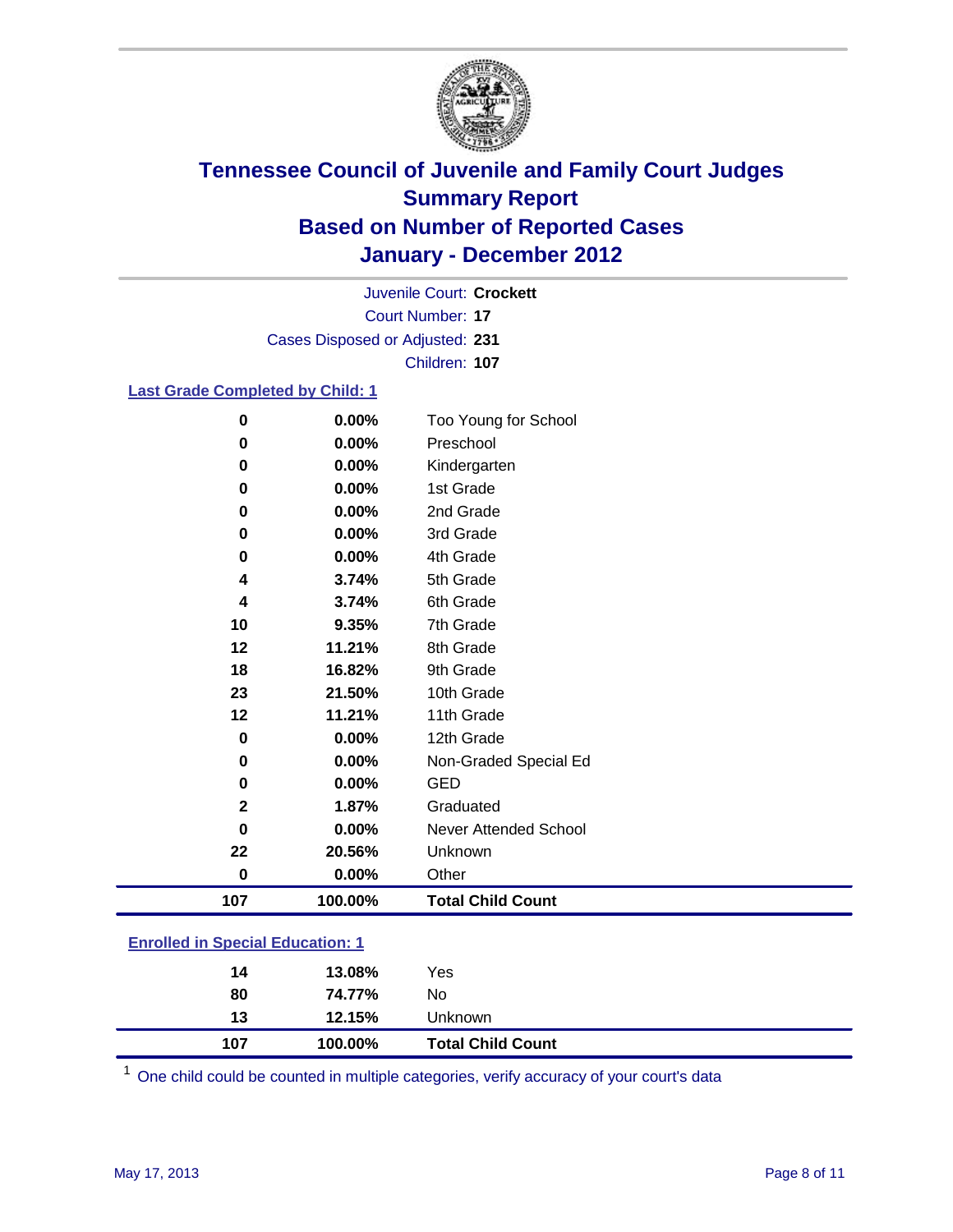# Tennessee Council of Juvenile and Family Court Judges
## Summary Report
## Based on Number of Reported Cases
## January - December 2012

Juvenile Court: **Crockett**
Court Number: **17**
Cases Disposed or Adjusted: **231**
Children: **107**

### Last Grade Completed by Child: 1

| Count | Percent | Category |
|---|---|---|
| 0 | 0.00% | Too Young for School |
| 0 | 0.00% | Preschool |
| 0 | 0.00% | Kindergarten |
| 0 | 0.00% | 1st Grade |
| 0 | 0.00% | 2nd Grade |
| 0 | 0.00% | 3rd Grade |
| 0 | 0.00% | 4th Grade |
| 4 | 3.74% | 5th Grade |
| 4 | 3.74% | 6th Grade |
| 10 | 9.35% | 7th Grade |
| 12 | 11.21% | 8th Grade |
| 18 | 16.82% | 9th Grade |
| 23 | 21.50% | 10th Grade |
| 12 | 11.21% | 11th Grade |
| 0 | 0.00% | 12th Grade |
| 0 | 0.00% | Non-Graded Special Ed |
| 0 | 0.00% | GED |
| 2 | 1.87% | Graduated |
| 0 | 0.00% | Never Attended School |
| 22 | 20.56% | Unknown |
| 0 | 0.00% | Other |
| **107** | **100.00%** | **Total Child Count** |

### Enrolled in Special Education: 1

| Count | Percent | Category |
|---|---|---|
| 14 | 13.08% | Yes |
| 80 | 74.77% | No |
| 13 | 12.15% | Unknown |
| **107** | **100.00%** | **Total Child Count** |

[1] One child could be counted in multiple categories, verify accuracy of your court's data

May 17, 2013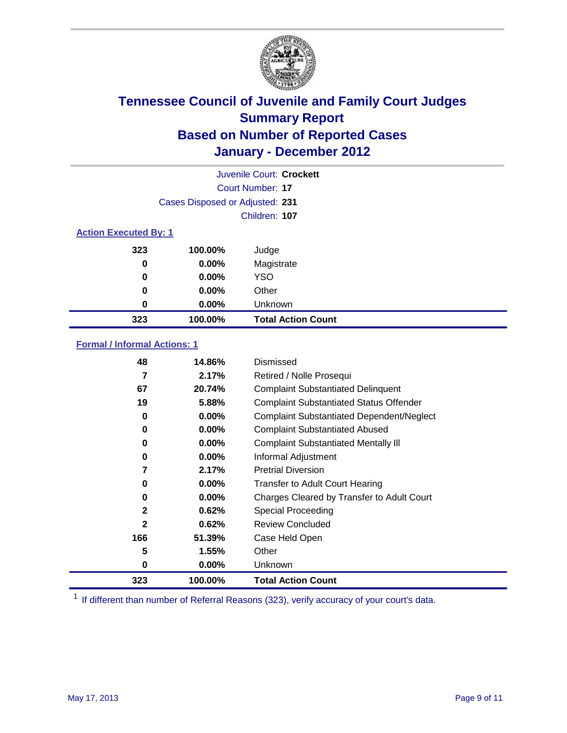# Tennessee Council of Juvenile and Family Court Judges
## Summary Report
## Based on Number of Reported Cases
## January - December 2012

Juvenile Court: **Crockett**
Court Number: **17**
Cases Disposed or Adjusted: **231**
Children: **107**

### Action Executed By: 1

| | | |
|---|---|---|
| 323 | 100.00% | Judge |
| 0 | 0.00% | Magistrate |
| 0 | 0.00% | YSO |
| 0 | 0.00% | Other |
| 0 | 0.00% | Unknown |
| **323** | **100.00%** | **Total Action Count** |

### Formal / Informal Actions: 1

| | | |
|---|---|---|
| 48 | 14.86% | Dismissed |
| 7 | 2.17% | Retired / Nolle Prosequi |
| 67 | 20.74% | Complaint Substantiated Delinquent |
| 19 | 5.88% | Complaint Substantiated Status Offender |
| 0 | 0.00% | Complaint Substantiated Dependent/Neglect |
| 0 | 0.00% | Complaint Substantiated Abused |
| 0 | 0.00% | Complaint Substantiated Mentally Ill |
| 0 | 0.00% | Informal Adjustment |
| 7 | 2.17% | Pretrial Diversion |
| 0 | 0.00% | Transfer to Adult Court Hearing |
| 0 | 0.00% | Charges Cleared by Transfer to Adult Court |
| 2 | 0.62% | Special Proceeding |
| 2 | 0.62% | Review Concluded |
| 166 | 51.39% | Case Held Open |
| 5 | 1.55% | Other |
| 0 | 0.00% | Unknown |
| **323** | **100.00%** | **Total Action Count** |

[1] If different than number of Referral Reasons (323), verify accuracy of your court's data.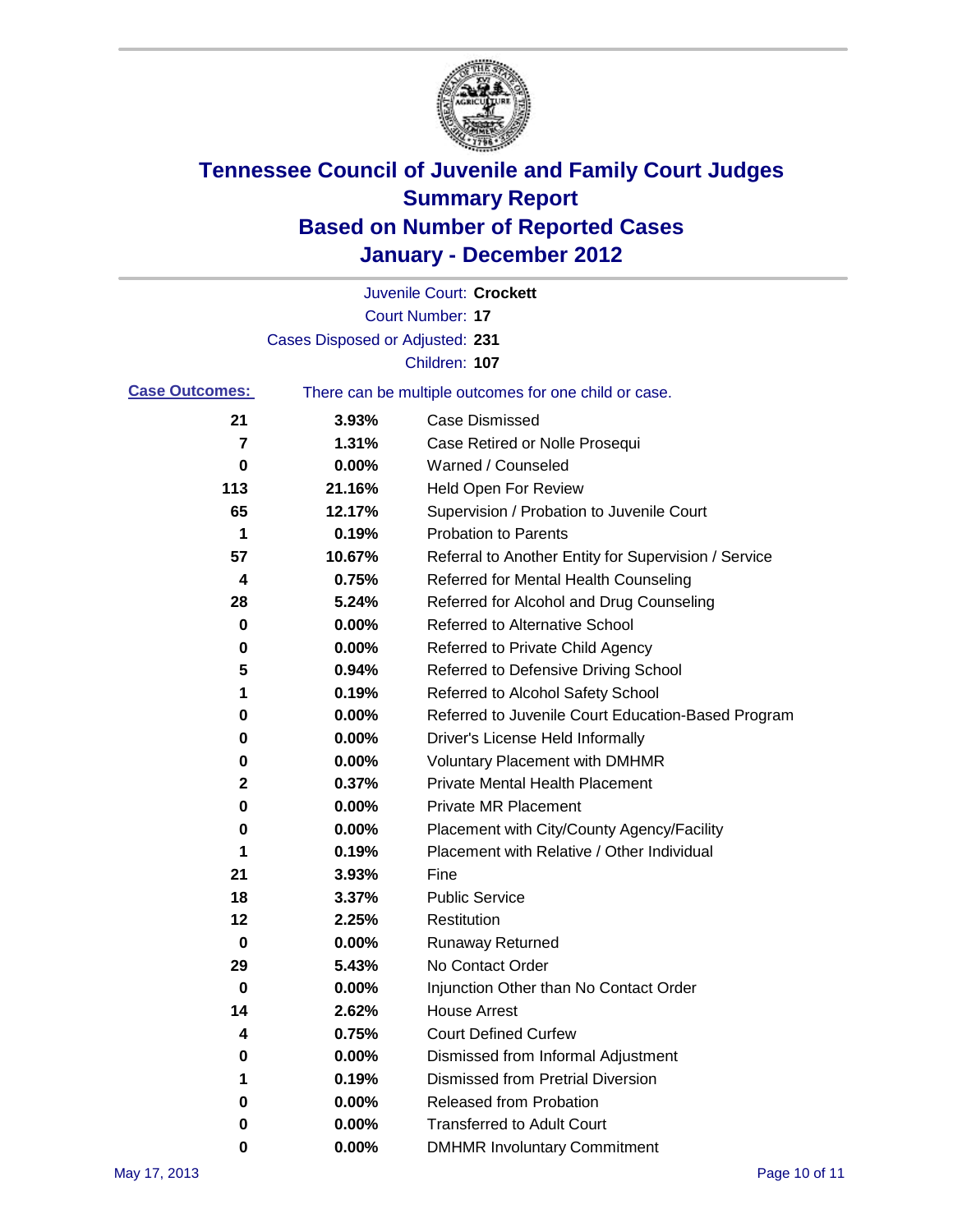# Tennessee Council of Juvenile and Family Court Judges
## Summary Report
## Based on Number of Reported Cases
## January - December 2012

Juvenile Court: **Crockett**

Court Number: **17**

Cases Disposed or Adjusted: **231**

Children: **107**

**Case Outcomes:** There can be multiple outcomes for one child or case.

| | | |
|---|---|---|
| 21 | 3.93% | Case Dismissed |
| 7 | 1.31% | Case Retired or Nolle Prosequi |
| 0 | 0.00% | Warned / Counseled |
| 113 | 21.16% | Held Open For Review |
| 65 | 12.17% | Supervision / Probation to Juvenile Court |
| 1 | 0.19% | Probation to Parents |
| 57 | 10.67% | Referral to Another Entity for Supervision / Service |
| 4 | 0.75% | Referred for Mental Health Counseling |
| 28 | 5.24% | Referred for Alcohol and Drug Counseling |
| 0 | 0.00% | Referred to Alternative School |
| 0 | 0.00% | Referred to Private Child Agency |
| 5 | 0.94% | Referred to Defensive Driving School |
| 1 | 0.19% | Referred to Alcohol Safety School |
| 0 | 0.00% | Referred to Juvenile Court Education-Based Program |
| 0 | 0.00% | Driver's License Held Informally |
| 0 | 0.00% | Voluntary Placement with DMHMR |
| 2 | 0.37% | Private Mental Health Placement |
| 0 | 0.00% | Private MR Placement |
| 0 | 0.00% | Placement with City/County Agency/Facility |
| 1 | 0.19% | Placement with Relative / Other Individual |
| 21 | 3.93% | Fine |
| 18 | 3.37% | Public Service |
| 12 | 2.25% | Restitution |
| 0 | 0.00% | Runaway Returned |
| 29 | 5.43% | No Contact Order |
| 0 | 0.00% | Injunction Other than No Contact Order |
| 14 | 2.62% | House Arrest |
| 4 | 0.75% | Court Defined Curfew |
| 0 | 0.00% | Dismissed from Informal Adjustment |
| 1 | 0.19% | Dismissed from Pretrial Diversion |
| 0 | 0.00% | Released from Probation |
| 0 | 0.00% | Transferred to Adult Court |
| 0 | 0.00% | DMHMR Involuntary Commitment |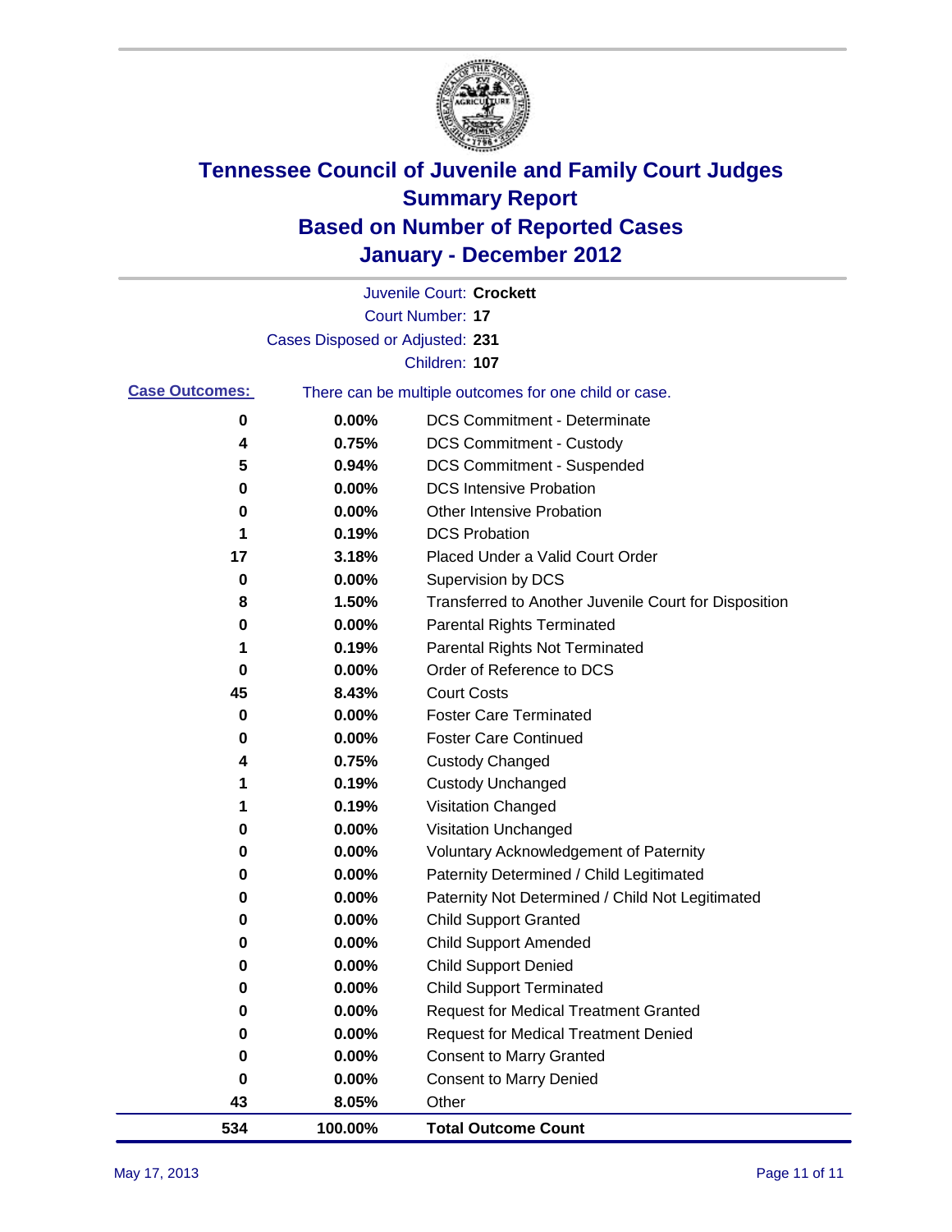# Tennessee Council of Juvenile and Family Court Judges
## Summary Report
## Based on Number of Reported Cases
## January - December 2012

Juvenile Court: **Crockett**
Court Number: **17**
Cases Disposed or Adjusted: **231**
Children: **107**

**Case Outcomes:** There can be multiple outcomes for one child or case.

| | | |
|---|---|---|
| 0 | 0.00% | DCS Commitment - Determinate |
| 4 | 0.75% | DCS Commitment - Custody |
| 5 | 0.94% | DCS Commitment - Suspended |
| 0 | 0.00% | DCS Intensive Probation |
| 0 | 0.00% | Other Intensive Probation |
| 1 | 0.19% | DCS Probation |
| 17 | 3.18% | Placed Under a Valid Court Order |
| 0 | 0.00% | Supervision by DCS |
| 8 | 1.50% | Transferred to Another Juvenile Court for Disposition |
| 0 | 0.00% | Parental Rights Terminated |
| 1 | 0.19% | Parental Rights Not Terminated |
| 0 | 0.00% | Order of Reference to DCS |
| 45 | 8.43% | Court Costs |
| 0 | 0.00% | Foster Care Terminated |
| 0 | 0.00% | Foster Care Continued |
| 4 | 0.75% | Custody Changed |
| 1 | 0.19% | Custody Unchanged |
| 1 | 0.19% | Visitation Changed |
| 0 | 0.00% | Visitation Unchanged |
| 0 | 0.00% | Voluntary Acknowledgement of Paternity |
| 0 | 0.00% | Paternity Determined / Child Legitimated |
| 0 | 0.00% | Paternity Not Determined / Child Not Legitimated |
| 0 | 0.00% | Child Support Granted |
| 0 | 0.00% | Child Support Amended |
| 0 | 0.00% | Child Support Denied |
| 0 | 0.00% | Child Support Terminated |
| 0 | 0.00% | Request for Medical Treatment Granted |
| 0 | 0.00% | Request for Medical Treatment Denied |
| 0 | 0.00% | Consent to Marry Granted |
| 0 | 0.00% | Consent to Marry Denied |
| 43 | 8.05% | Other |
| **534** | **100.00%** | **Total Outcome Count** |

May 17, 2013